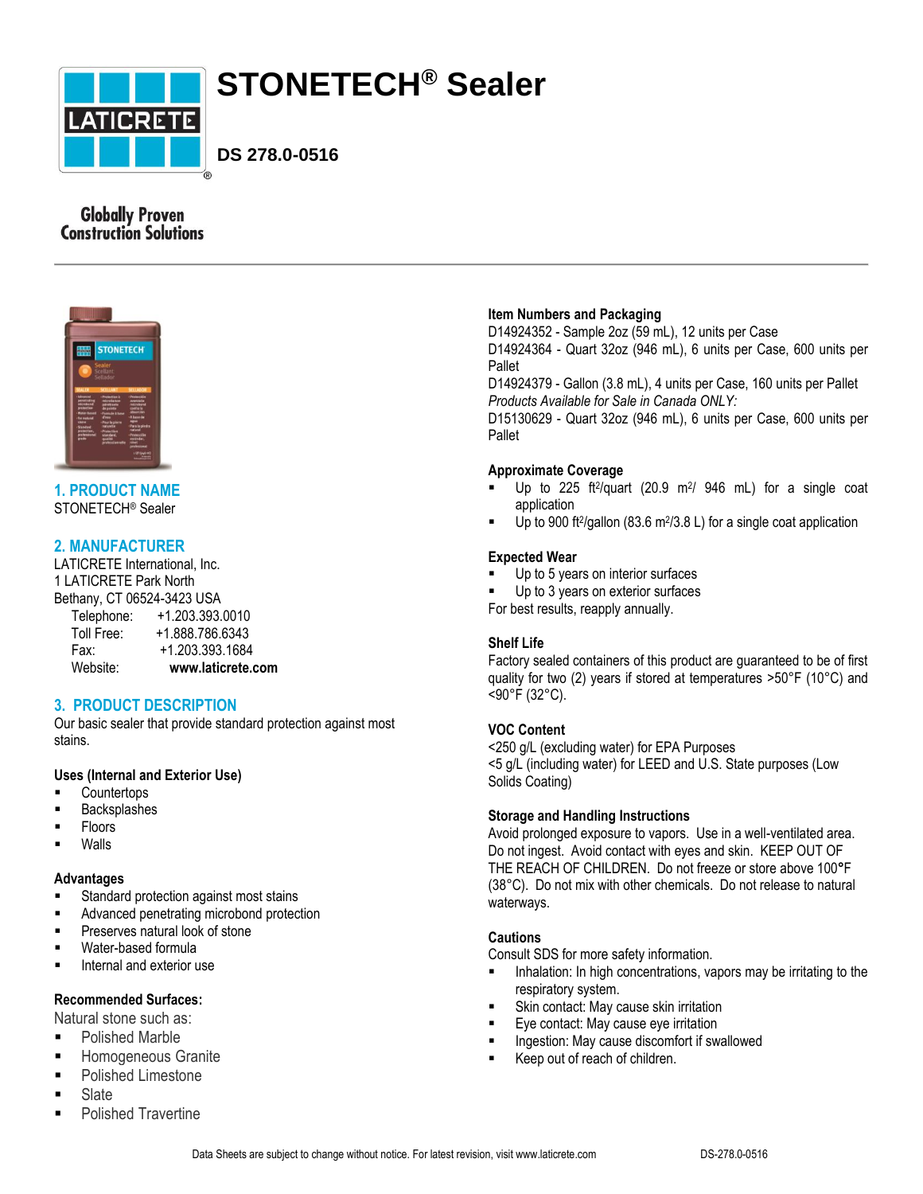# STONETECH® Sealer

**DS 278.0-0516**

Globally Proven Construction Solutions

## 1. PRODUCT NAME

STONETECH® Sealer

## 2. MANUFACTURER

LATICRETE International, Inc.
1 LATICRETE Park North
Bethany, CT 06524-3423 USA

Telephone: +1.203.393.0010
Toll Free: +1.888.786.6343
Fax: +1.203.393.1684
Website: **www.laticrete.com**

## 3. PRODUCT DESCRIPTION

Our basic sealer that provide standard protection against most stains.

### Uses (Internal and Exterior Use)

- Countertops
- Backsplashes
- Floors
- Walls

### Advantages

- Standard protection against most stains
- Advanced penetrating microbond protection
- Preserves natural look of stone
- Water-based formula
- Internal and exterior use

### Recommended Surfaces:

Natural stone such as:

- Polished Marble
- Homogeneous Granite
- Polished Limestone
- Slate
- Polished Travertine

### Item Numbers and Packaging

D14924352 - Sample 2oz (59 mL), 12 units per Case
D14924364 - Quart 32oz (946 mL), 6 units per Case, 600 units per Pallet
D14924379 - Gallon (3.8 mL), 4 units per Case, 160 units per Pallet
*Products Available for Sale in Canada ONLY:*
D15130629 - Quart 32oz (946 mL), 6 units per Case, 600 units per Pallet

### Approximate Coverage

- Up to 225 $ft^2$/quart (20.9 $m^2$/ 946 mL) for a single coat application
- Up to 900 $ft^2$/gallon (83.6 $m^2$/3.8 L) for a single coat application

### Expected Wear

- Up to 5 years on interior surfaces
- Up to 3 years on exterior surfaces

For best results, reapply annually.

### Shelf Life

Factory sealed containers of this product are guaranteed to be of first quality for two (2) years if stored at temperatures >50°F (10°C) and <90°F (32°C).

### VOC Content

<250 g/L (excluding water) for EPA Purposes
<5 g/L (including water) for LEED and U.S. State purposes (Low Solids Coating)

### Storage and Handling Instructions

Avoid prolonged exposure to vapors. Use in a well-ventilated area. Do not ingest. Avoid contact with eyes and skin. KEEP OUT OF THE REACH OF CHILDREN. Do not freeze or store above 100°F (38°C). Do not mix with other chemicals. Do not release to natural waterways.

### Cautions

Consult SDS for more safety information.

- Inhalation: In high concentrations, vapors may be irritating to the respiratory system.
- Skin contact: May cause skin irritation
- Eye contact: May cause eye irritation
- Ingestion: May cause discomfort if swallowed
- Keep out of reach of children.

Data Sheets are subject to change without notice. For latest revision, visit www.laticrete.com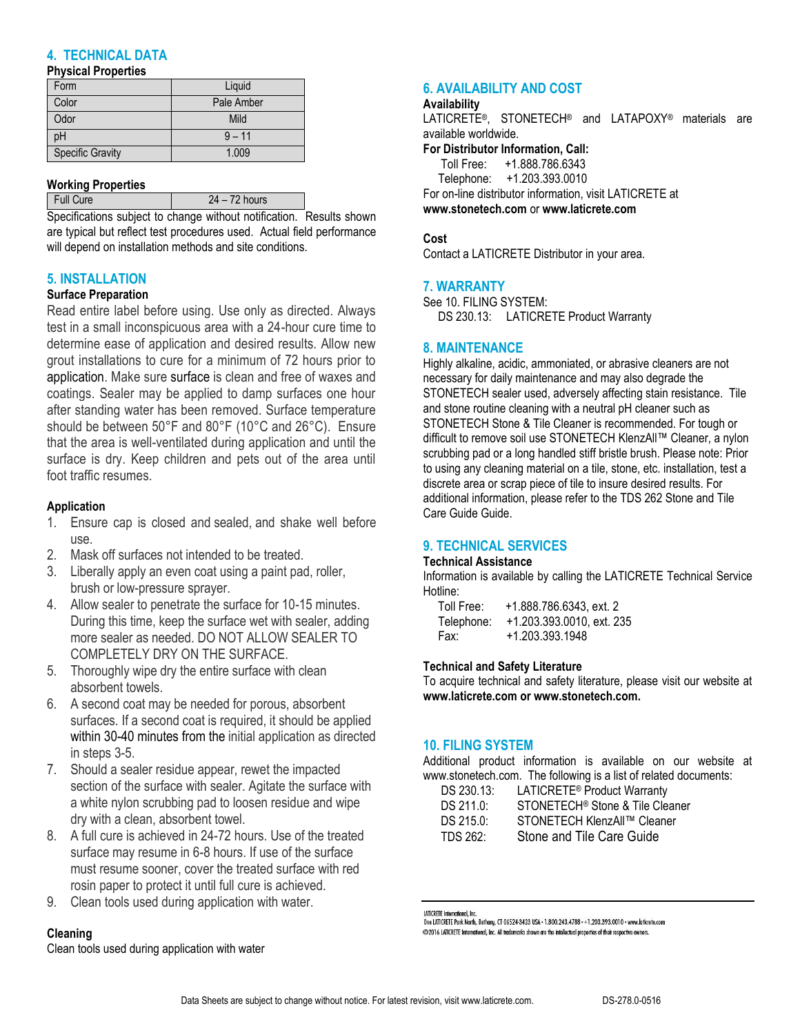## 4. TECHNICAL DATA

**Physical Properties**

| | |
|---|---|
| Form | Liquid |
| Color | Pale Amber |
| Odor | Mild |
| pH | 9 – 11 |
| Specific Gravity | 1.009 |

**Working Properties**

| | |
|---|---|
| Full Cure | 24 – 72 hours |

Specifications subject to change without notification. Results shown are typical but reflect test procedures used. Actual field performance will depend on installation methods and site conditions.

## 5. INSTALLATION

**Surface Preparation**

Read entire label before using. Use only as directed. Always test in a small inconspicuous area with a 24-hour cure time to determine ease of application and desired results. Allow new grout installations to cure for a minimum of 72 hours prior to application. Make sure surface is clean and free of waxes and coatings. Sealer may be applied to damp surfaces one hour after standing water has been removed. Surface temperature should be between 50°F and 80°F (10°C and 26°C). Ensure that the area is well-ventilated during application and until the surface is dry. Keep children and pets out of the area until foot traffic resumes.

**Application**

1. Ensure cap is closed and sealed, and shake well before use.
2. Mask off surfaces not intended to be treated.
3. Liberally apply an even coat using a paint pad, roller, brush or low-pressure sprayer.
4. Allow sealer to penetrate the surface for 10-15 minutes. During this time, keep the surface wet with sealer, adding more sealer as needed. DO NOT ALLOW SEALER TO COMPLETELY DRY ON THE SURFACE.
5. Thoroughly wipe dry the entire surface with clean absorbent towels.
6. A second coat may be needed for porous, absorbent surfaces. If a second coat is required, it should be applied within 30-40 minutes from the initial application as directed in steps 3-5.
7. Should a sealer residue appear, rewet the impacted section of the surface with sealer. Agitate the surface with a white nylon scrubbing pad to loosen residue and wipe dry with a clean, absorbent towel.
8. A full cure is achieved in 24-72 hours. Use of the treated surface may resume in 6-8 hours. If use of the surface must resume sooner, cover the treated surface with red rosin paper to protect it until full cure is achieved.
9. Clean tools used during application with water.

**Cleaning**

Clean tools used during application with water

## 6. AVAILABILITY AND COST

**Availability**

LATICRETE®, STONETECH® and LATAPOXY® materials are available worldwide.

**For Distributor Information, Call:**

Toll Free: +1.888.786.6343
Telephone: +1.203.393.0010

For on-line distributor information, visit LATICRETE at **www.stonetech.com** or **www.laticrete.com**

**Cost**

Contact a LATICRETE Distributor in your area.

## 7. WARRANTY

See 10. FILING SYSTEM:
DS 230.13: LATICRETE Product Warranty

## 8. MAINTENANCE

Highly alkaline, acidic, ammoniated, or abrasive cleaners are not necessary for daily maintenance and may also degrade the STONETECH sealer used, adversely affecting stain resistance. Tile and stone routine cleaning with a neutral pH cleaner such as STONETECH Stone & Tile Cleaner is recommended. For tough or difficult to remove soil use STONETECH KlenzAll™ Cleaner, a nylon scrubbing pad or a long handled stiff bristle brush. Please note: Prior to using any cleaning material on a tile, stone, etc. installation, test a discrete area or scrap piece of tile to insure desired results. For additional information, please refer to the TDS 262 Stone and Tile Care Guide Guide.

## 9. TECHNICAL SERVICES

**Technical Assistance**

Information is available by calling the LATICRETE Technical Service Hotline:

Toll Free: +1.888.786.6343, ext. 2
Telephone: +1.203.393.0010, ext. 235
Fax: +1.203.393.1948

**Technical and Safety Literature**

To acquire technical and safety literature, please visit our website at **www.laticrete.com or www.stonetech.com.**

## 10. FILING SYSTEM

Additional product information is available on our website at www.stonetech.com. The following is a list of related documents:

DS 230.13: LATICRETE® Product Warranty
DS 211.0: STONETECH® Stone & Tile Cleaner
DS 215.0: STONETECH KlenzAll™ Cleaner
TDS 262: Stone and Tile Care Guide

LATICRETE International, Inc.
One LATICRETE Park North, Bethany, CT 06524-3423 USA • 1.800.243.4788 • +1.203.393.0010 • www.laticrete.com
©2016 LATICRETE International, Inc. All trademarks shown are the intellectual properties of their respective owners.

Data Sheets are subject to change without notice. For latest revision, visit www.laticrete.com. DS-278.0-0516